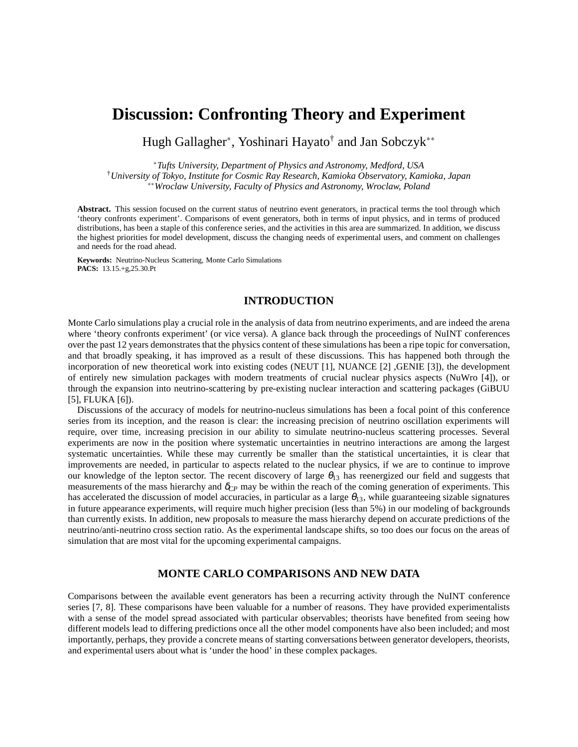# Discussion: Confronting Theory and Experiment

Hugh Gallagher*, Yoshinari Hayato† and Jan Sobczyk**

*Tufts University, Department of Physics and Astronomy, Medford, USA*
†*University of Tokyo, Institute for Cosmic Ray Research, Kamioka Observatory, Kamioka, Japan*
***Wroclaw University, Faculty of Physics and Astronomy, Wroclaw, Poland*

**Abstract.** This session focused on the current status of neutrino event generators, in practical terms the tool through which 'theory confronts experiment'. Comparisons of event generators, both in terms of input physics, and in terms of produced distributions, has been a staple of this conference series, and the activities in this area are summarized. In addition, we discuss the highest priorities for model development, discuss the changing needs of experimental users, and comment on challenges and needs for the road ahead.

**Keywords:** Neutrino-Nucleus Scattering, Monte Carlo Simulations
**PACS:** 13.15.+g,25.30.Pt

## INTRODUCTION

Monte Carlo simulations play a crucial role in the analysis of data from neutrino experiments, and are indeed the arena where 'theory confronts experiment' (or vice versa). A glance back through the proceedings of NuINT conferences over the past 12 years demonstrates that the physics content of these simulations has been a ripe topic for conversation, and that broadly speaking, it has improved as a result of these discussions. This has happened both through the incorporation of new theoretical work into existing codes (NEUT [1], NUANCE [2] ,GENIE [3]), the development of entirely new simulation packages with modern treatments of crucial nuclear physics aspects (NuWro [4]), or through the expansion into neutrino-scattering by pre-existing nuclear interaction and scattering packages (GiBUU [5], FLUKA [6]).

Discussions of the accuracy of models for neutrino-nucleus simulations has been a focal point of this conference series from its inception, and the reason is clear: the increasing precision of neutrino oscillation experiments will require, over time, increasing precision in our ability to simulate neutrino-nucleus scattering processes. Several experiments are now in the position where systematic uncertainties in neutrino interactions are among the largest systematic uncertainties. While these may currently be smaller than the statistical uncertainties, it is clear that improvements are needed, in particular to aspects related to the nuclear physics, if we are to continue to improve our knowledge of the lepton sector. The recent discovery of large $\theta_{13}$ has reenergized our field and suggests that measurements of the mass hierarchy and $\delta_{CP}$ may be within the reach of the coming generation of experiments. This has accelerated the discussion of model accuracies, in particular as a large $\theta_{13}$, while guaranteeing sizable signatures in future appearance experiments, will require much higher precision (less than 5%) in our modeling of backgrounds than currently exists. In addition, new proposals to measure the mass hierarchy depend on accurate predictions of the neutrino/anti-neutrino cross section ratio. As the experimental landscape shifts, so too does our focus on the areas of simulation that are most vital for the upcoming experimental campaigns.

## MONTE CARLO COMPARISONS AND NEW DATA

Comparisons between the available event generators has been a recurring activity through the NuINT conference series [7, 8]. These comparisons have been valuable for a number of reasons. They have provided experimentalists with a sense of the model spread associated with particular observables; theorists have benefited from seeing how different models lead to differing predictions once all the other model components have also been included; and most importantly, perhaps, they provide a concrete means of starting conversations between generator developers, theorists, and experimental users about what is 'under the hood' in these complex packages.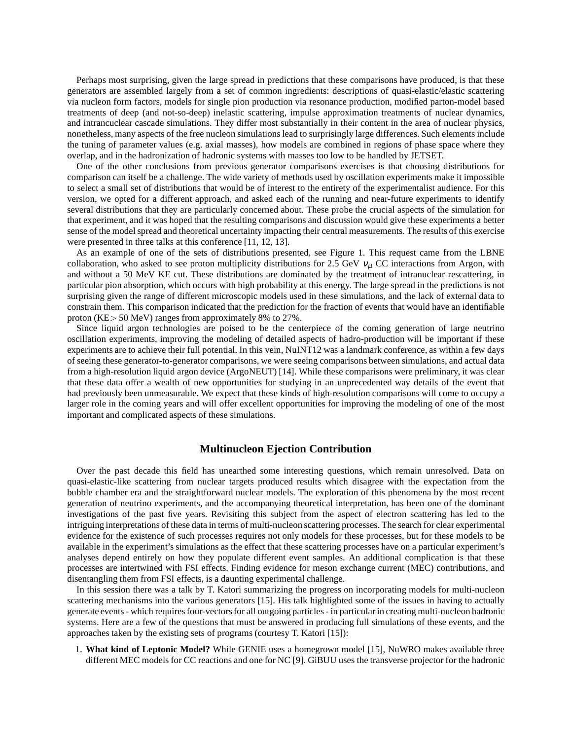Perhaps most surprising, given the large spread in predictions that these comparisons have produced, is that these generators are assembled largely from a set of common ingredients: descriptions of quasi-elastic/elastic scattering via nucleon form factors, models for single pion production via resonance production, modified parton-model based treatments of deep (and not-so-deep) inelastic scattering, impulse approximation treatments of nuclear dynamics, and intrancuclear cascade simulations. They differ most substantially in their content in the area of nuclear physics, nonetheless, many aspects of the free nucleon simulations lead to surprisingly large differences. Such elements include the tuning of parameter values (e.g. axial masses), how models are combined in regions of phase space where they overlap, and in the hadronization of hadronic systems with masses too low to be handled by JETSET.

One of the other conclusions from previous generator comparisons exercises is that choosing distributions for comparison can itself be a challenge. The wide variety of methods used by oscillation experiments make it impossible to select a small set of distributions that would be of interest to the entirety of the experimentalist audience. For this version, we opted for a different approach, and asked each of the running and near-future experiments to identify several distributions that they are particularly concerned about. These probe the crucial aspects of the simulation for that experiment, and it was hoped that the resulting comparisons and discussion would give these experiments a better sense of the model spread and theoretical uncertainty impacting their central measurements. The results of this exercise were presented in three talks at this conference [11, 12, 13].

As an example of one of the sets of distributions presented, see Figure 1. This request came from the LBNE collaboration, who asked to see proton multiplicity distributions for 2.5 GeV $\nu_\mu$ CC interactions from Argon, with and without a 50 MeV KE cut. These distributions are dominated by the treatment of intranuclear rescattering, in particular pion absorption, which occurs with high probability at this energy. The large spread in the predictions is not surprising given the range of different microscopic models used in these simulations, and the lack of external data to constrain them. This comparison indicated that the prediction for the fraction of events that would have an identifiable proton (KE$>$ 50 MeV) ranges from approximately 8% to 27%.

Since liquid argon technologies are poised to be the centerpiece of the coming generation of large neutrino oscillation experiments, improving the modeling of detailed aspects of hadro-production will be important if these experiments are to achieve their full potential. In this vein, NuINT12 was a landmark conference, as within a few days of seeing these generator-to-generator comparisons, we were seeing comparisons between simulations, and actual data from a high-resolution liquid argon device (ArgoNEUT) [14]. While these comparisons were preliminary, it was clear that these data offer a wealth of new opportunities for studying in an unprecedented way details of the event that had previously been unmeasurable. We expect that these kinds of high-resolution comparisons will come to occupy a larger role in the coming years and will offer excellent opportunities for improving the modeling of one of the most important and complicated aspects of these simulations.

## Multinucleon Ejection Contribution

Over the past decade this field has unearthed some interesting questions, which remain unresolved. Data on quasi-elastic-like scattering from nuclear targets produced results which disagree with the expectation from the bubble chamber era and the straightforward nuclear models. The exploration of this phenomena by the most recent generation of neutrino experiments, and the accompanying theoretical interpretation, has been one of the dominant investigations of the past five years. Revisiting this subject from the aspect of electron scattering has led to the intriguing interpretations of these data in terms of multi-nucleon scattering processes. The search for clear experimental evidence for the existence of such processes requires not only models for these processes, but for these models to be available in the experiment's simulations as the effect that these scattering processes have on a particular experiment's analyses depend entirely on how they populate different event samples. An additional complication is that these processes are intertwined with FSI effects. Finding evidence for meson exchange current (MEC) contributions, and disentangling them from FSI effects, is a daunting experimental challenge.

In this session there was a talk by T. Katori summarizing the progress on incorporating models for multi-nucleon scattering mechanisms into the various generators [15]. His talk highlighted some of the issues in having to actually generate events - which requires four-vectors for all outgoing particles - in particular in creating multi-nucleon hadronic systems. Here are a few of the questions that must be answered in producing full simulations of these events, and the approaches taken by the existing sets of programs (courtesy T. Katori [15]):

1. **What kind of Leptonic Model?** While GENIE uses a homegrown model [15], NuWRO makes available three different MEC models for CC reactions and one for NC [9]. GiBUU uses the transverse projector for the hadronic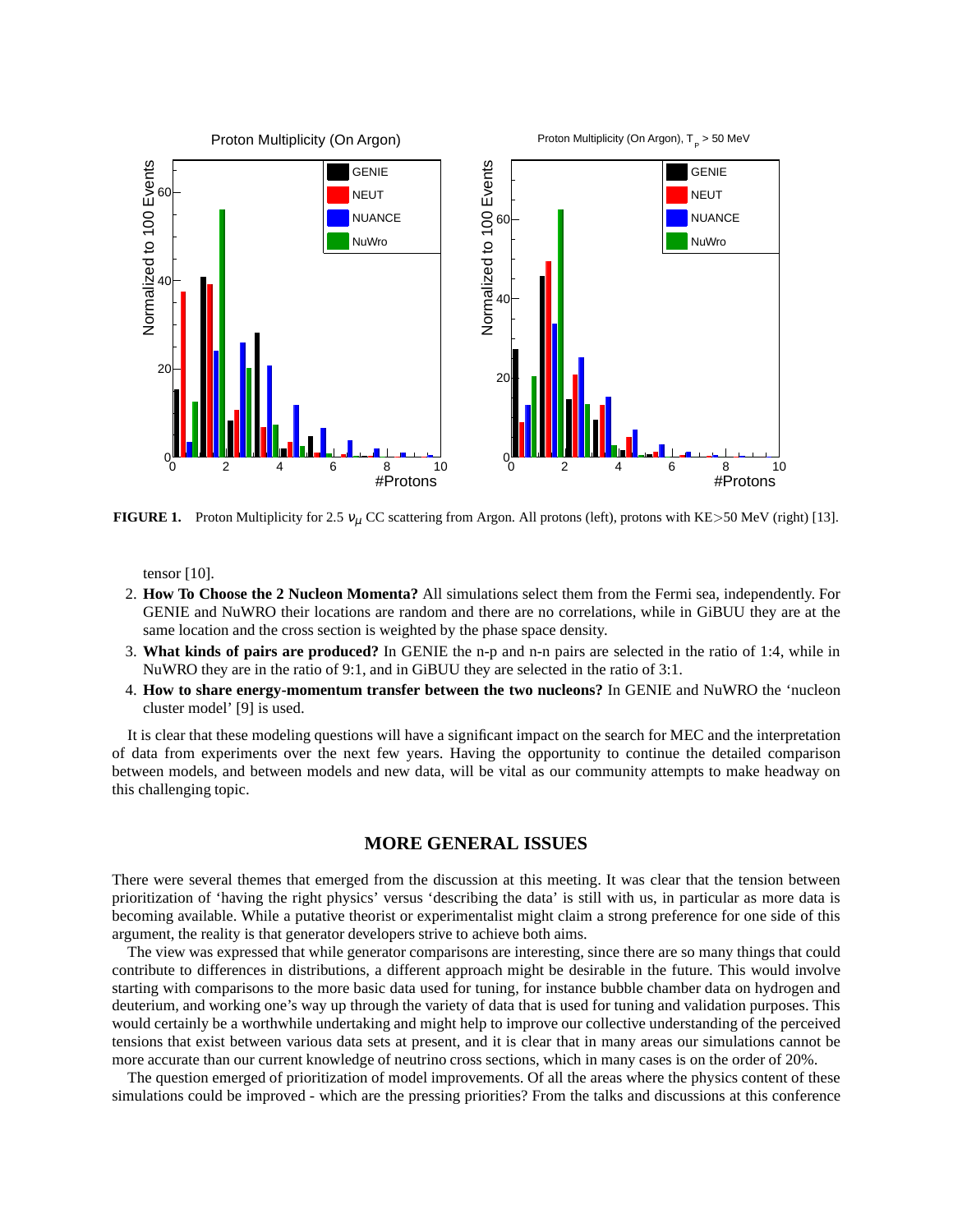FIGURE 1. Proton Multiplicity for 2.5 $\nu_\mu$ CC scattering from Argon. All protons (left), protons with KE>50 MeV (right) [13].

tensor [10].

2. **How To Choose the 2 Nucleon Momenta?** All simulations select them from the Fermi sea, independently. For GENIE and NuWRO their locations are random and there are no correlations, while in GiBUU they are at the same location and the cross section is weighted by the phase space density.
3. **What kinds of pairs are produced?** In GENIE the n-p and n-n pairs are selected in the ratio of 1:4, while in NuWRO they are in the ratio of 9:1, and in GiBUU they are selected in the ratio of 3:1.
4. **How to share energy-momentum transfer between the two nucleons?** In GENIE and NuWRO the 'nucleon cluster model' [9] is used.

It is clear that these modeling questions will have a significant impact on the search for MEC and the interpretation of data from experiments over the next few years. Having the opportunity to continue the detailed comparison between models, and between models and new data, will be vital as our community attempts to make headway on this challenging topic.

## MORE GENERAL ISSUES

There were several themes that emerged from the discussion at this meeting. It was clear that the tension between prioritization of 'having the right physics' versus 'describing the data' is still with us, in particular as more data is becoming available. While a putative theorist or experimentalist might claim a strong preference for one side of this argument, the reality is that generator developers strive to achieve both aims.

The view was expressed that while generator comparisons are interesting, since there are so many things that could contribute to differences in distributions, a different approach might be desirable in the future. This would involve starting with comparisons to the more basic data used for tuning, for instance bubble chamber data on hydrogen and deuterium, and working one's way up through the variety of data that is used for tuning and validation purposes. This would certainly be a worthwhile undertaking and might help to improve our collective understanding of the perceived tensions that exist between various data sets at present, and it is clear that in many areas our simulations cannot be more accurate than our current knowledge of neutrino cross sections, which in many cases is on the order of 20%.

The question emerged of prioritization of model improvements. Of all the areas where the physics content of these simulations could be improved - which are the pressing priorities? From the talks and discussions at this conference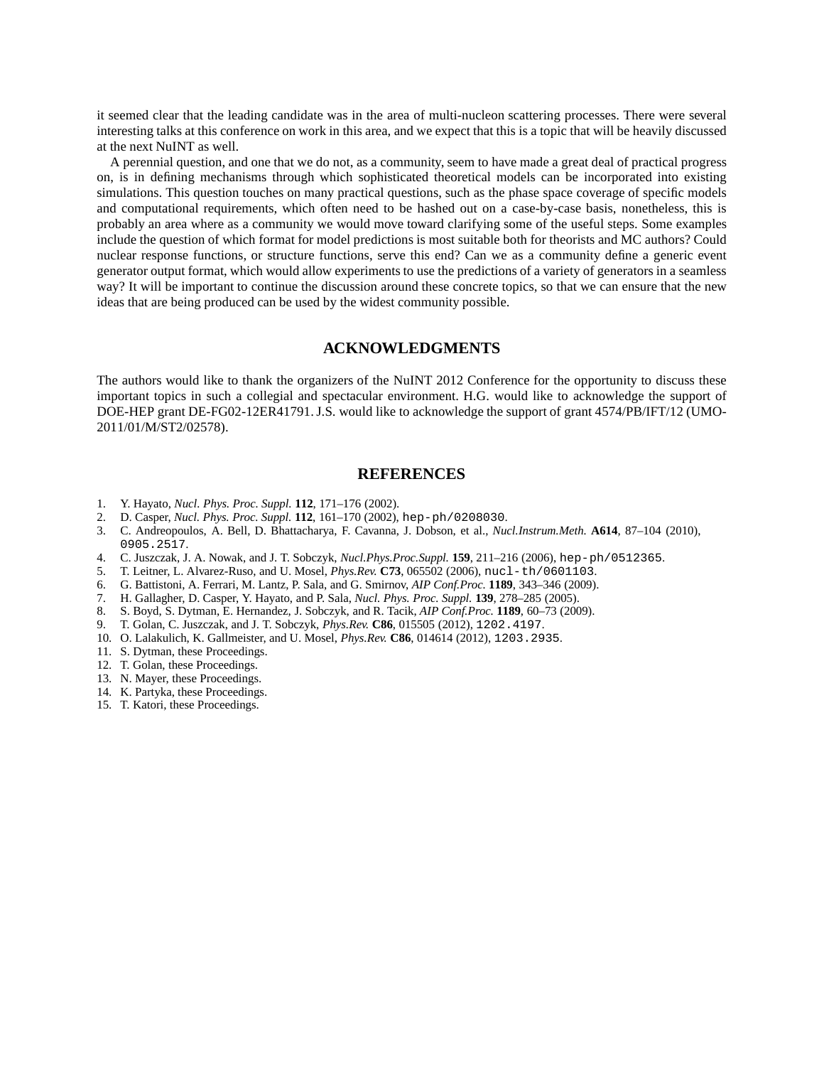it seemed clear that the leading candidate was in the area of multi-nucleon scattering processes. There were several interesting talks at this conference on work in this area, and we expect that this is a topic that will be heavily discussed at the next NuINT as well.

A perennial question, and one that we do not, as a community, seem to have made a great deal of practical progress on, is in defining mechanisms through which sophisticated theoretical models can be incorporated into existing simulations. This question touches on many practical questions, such as the phase space coverage of specific models and computational requirements, which often need to be hashed out on a case-by-case basis, nonetheless, this is probably an area where as a community we would move toward clarifying some of the useful steps. Some examples include the question of which format for model predictions is most suitable both for theorists and MC authors? Could nuclear response functions, or structure functions, serve this end? Can we as a community define a generic event generator output format, which would allow experiments to use the predictions of a variety of generators in a seamless way? It will be important to continue the discussion around these concrete topics, so that we can ensure that the new ideas that are being produced can be used by the widest community possible.

## ACKNOWLEDGMENTS

The authors would like to thank the organizers of the NuINT 2012 Conference for the opportunity to discuss these important topics in such a collegial and spectacular environment. H.G. would like to acknowledge the support of DOE-HEP grant DE-FG02-12ER41791. J.S. would like to acknowledge the support of grant 4574/PB/IFT/12 (UMO-2011/01/M/ST2/02578).

## REFERENCES

1. Y. Hayato, *Nucl. Phys. Proc. Suppl.* **112**, 171–176 (2002).
2. D. Casper, *Nucl. Phys. Proc. Suppl.* **112**, 161–170 (2002), `hep-ph/0208030`.
3. C. Andreopoulos, A. Bell, D. Bhattacharya, F. Cavanna, J. Dobson, et al., *Nucl.Instrum.Meth.* **A614**, 87–104 (2010), `0905.2517`.
4. C. Juszczak, J. A. Nowak, and J. T. Sobczyk, *Nucl.Phys.Proc.Suppl.* **159**, 211–216 (2006), `hep-ph/0512365`.
5. T. Leitner, L. Alvarez-Ruso, and U. Mosel, *Phys.Rev.* **C73**, 065502 (2006), `nucl-th/0601103`.
6. G. Battistoni, A. Ferrari, M. Lantz, P. Sala, and G. Smirnov, *AIP Conf.Proc.* **1189**, 343–346 (2009).
7. H. Gallagher, D. Casper, Y. Hayato, and P. Sala, *Nucl. Phys. Proc. Suppl.* **139**, 278–285 (2005).
8. S. Boyd, S. Dytman, E. Hernandez, J. Sobczyk, and R. Tacik, *AIP Conf.Proc.* **1189**, 60–73 (2009).
9. T. Golan, C. Juszczak, and J. T. Sobczyk, *Phys.Rev.* **C86**, 015505 (2012), `1202.4197`.
10. O. Lalakulich, K. Gallmeister, and U. Mosel, *Phys.Rev.* **C86**, 014614 (2012), `1203.2935`.
11. S. Dytman, these Proceedings.
12. T. Golan, these Proceedings.
13. N. Mayer, these Proceedings.
14. K. Partyka, these Proceedings.
15. T. Katori, these Proceedings.